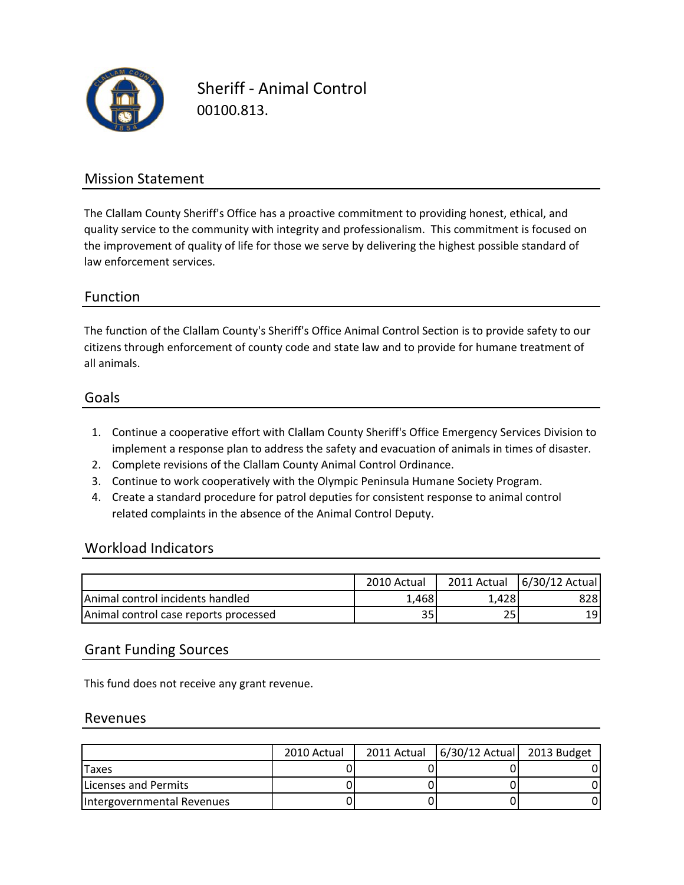# Sheriff - Animal Control

00100.813.

## Mission Statement

The Clallam County Sheriff's Office has a proactive commitment to providing honest, ethical, and quality service to the community with integrity and professionalism. This commitment is focused on the improvement of quality of life for those we serve by delivering the highest possible standard of law enforcement services.

## Function

The function of the Clallam County's Sheriff's Office Animal Control Section is to provide safety to our citizens through enforcement of county code and state law and to provide for humane treatment of all animals.

## Goals

1. Continue a cooperative effort with Clallam County Sheriff's Office Emergency Services Division to implement a response plan to address the safety and evacuation of animals in times of disaster.
2. Complete revisions of the Clallam County Animal Control Ordinance.
3. Continue to work cooperatively with the Olympic Peninsula Humane Society Program.
4. Create a standard procedure for patrol deputies for consistent response to animal control related complaints in the absence of the Animal Control Deputy.

## Workload Indicators

| | 2010 Actual | 2011 Actual | 6/30/12 Actual |
|---|---|---|---|
| Animal control incidents handled | 1,468 | 1,428 | 828 |
| Animal control case reports processed | 35 | 25 | 19 |

## Grant Funding Sources

This fund does not receive any grant revenue.

## Revenues

| | 2010 Actual | 2011 Actual | 6/30/12 Actual | 2013 Budget |
|---|---|---|---|---|
| Taxes | 0 | 0 | 0 | 0 |
| Licenses and Permits | 0 | 0 | 0 | 0 |
| Intergovernmental Revenues | 0 | 0 | 0 | 0 |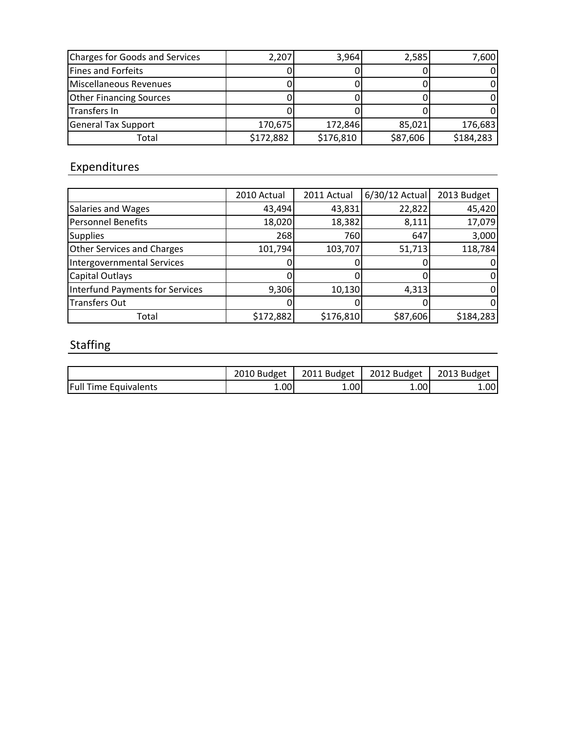| | | | | |
|---|---|---|---|---|
| Charges for Goods and Services | 2,207 | 3,964 | 2,585 | 7,600 |
| Fines and Forfeits | 0 | 0 | 0 | 0 |
| Miscellaneous Revenues | 0 | 0 | 0 | 0 |
| Other Financing Sources | 0 | 0 | 0 | 0 |
| Transfers In | 0 | 0 | 0 | 0 |
| General Tax Support | 170,675 | 172,846 | 85,021 | 176,683 |
| Total | $172,882 | $176,810 | $87,606 | $184,283 |

## Expenditures

| | 2010 Actual | 2011 Actual | 6/30/12 Actual | 2013 Budget |
|---|---|---|---|---|
| Salaries and Wages | 43,494 | 43,831 | 22,822 | 45,420 |
| Personnel Benefits | 18,020 | 18,382 | 8,111 | 17,079 |
| Supplies | 268 | 760 | 647 | 3,000 |
| Other Services and Charges | 101,794 | 103,707 | 51,713 | 118,784 |
| Intergovernmental Services | 0 | 0 | 0 | 0 |
| Capital Outlays | 0 | 0 | 0 | 0 |
| Interfund Payments for Services | 9,306 | 10,130 | 4,313 | 0 |
| Transfers Out | 0 | 0 | 0 | 0 |
| Total | $172,882 | $176,810 | $87,606 | $184,283 |

## Staffing

| | 2010 Budget | 2011 Budget | 2012 Budget | 2013 Budget |
|---|---|---|---|---|
| Full Time Equivalents | 1.00 | 1.00 | 1.00 | 1.00 |